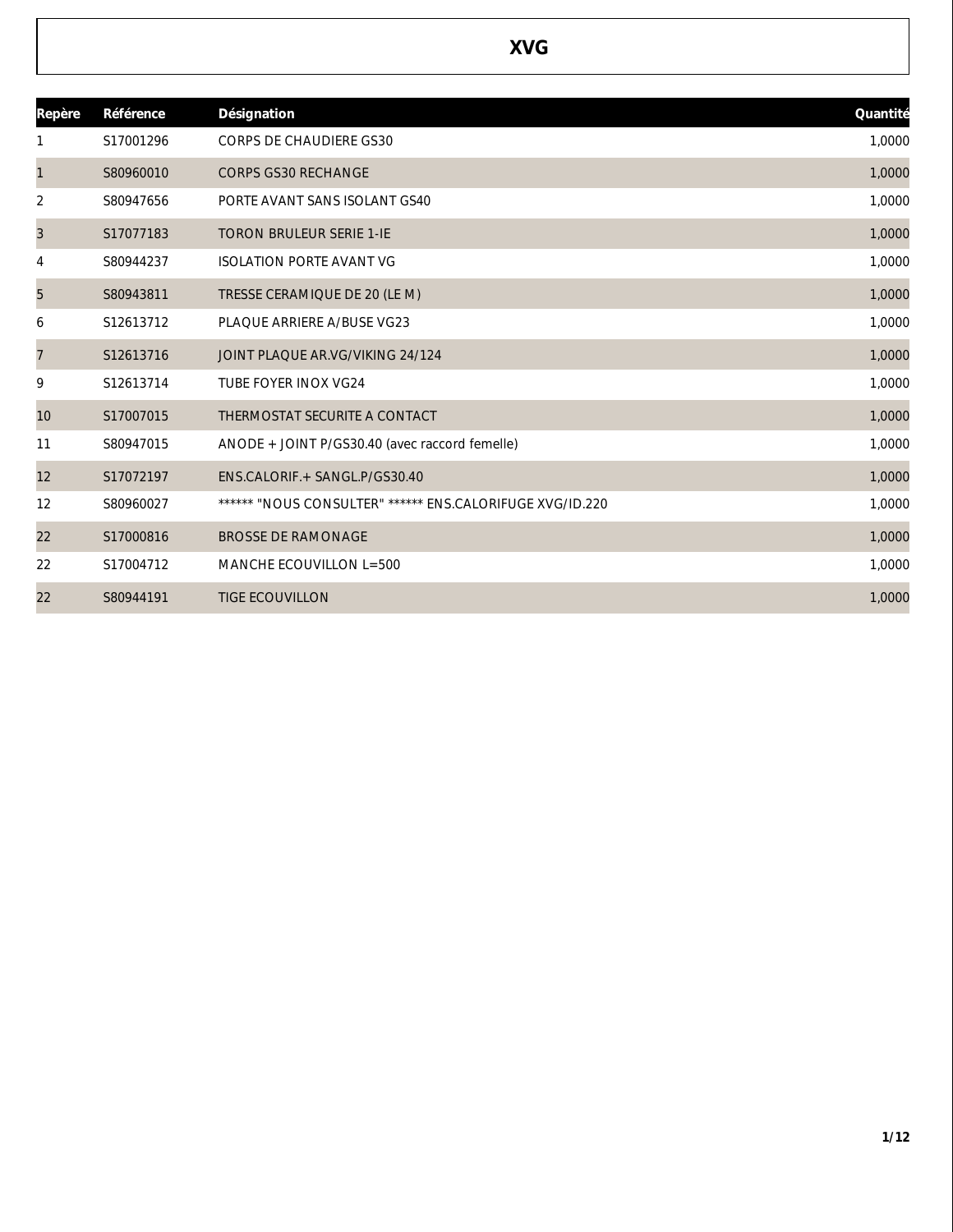# XVG

| Repère | Référence | Désignation | Quantité |
|---|---|---|---|
| 1 | S17001296 | CORPS DE CHAUDIERE GS30 | 1,0000 |
| 1 | S80960010 | CORPS GS30 RECHANGE | 1,0000 |
| 2 | S80947656 | PORTE AVANT SANS ISOLANT GS40 | 1,0000 |
| 3 | S17077183 | TORON BRULEUR SERIE 1-IE | 1,0000 |
| 4 | S80944237 | ISOLATION PORTE AVANT VG | 1,0000 |
| 5 | S80943811 | TRESSE CERAMIQUE DE 20 (LE M) | 1,0000 |
| 6 | S12613712 | PLAQUE ARRIERE A/BUSE VG23 | 1,0000 |
| 7 | S12613716 | JOINT PLAQUE AR.VG/VIKING 24/124 | 1,0000 |
| 9 | S12613714 | TUBE FOYER INOX VG24 | 1,0000 |
| 10 | S17007015 | THERMOSTAT SECURITE A CONTACT | 1,0000 |
| 11 | S80947015 | ANODE + JOINT P/GS30.40 (avec raccord femelle) | 1,0000 |
| 12 | S17072197 | ENS.CALORIF.+ SANGL.P/GS30.40 | 1,0000 |
| 12 | S80960027 | ****** "NOUS CONSULTER" ****** ENS.CALORIFUGE XVG/ID.220 | 1,0000 |
| 22 | S17000816 | BROSSE DE RAMONAGE | 1,0000 |
| 22 | S17004712 | MANCHE ECOUVILLON L=500 | 1,0000 |
| 22 | S80944191 | TIGE ECOUVILLON | 1,0000 |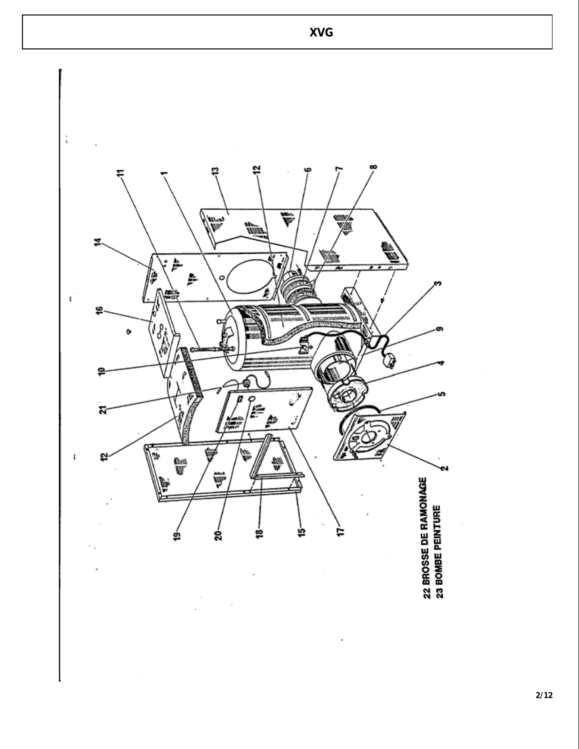# XVG

22 BROSSE DE RAMONAGE

23 BOMBE PEINTURE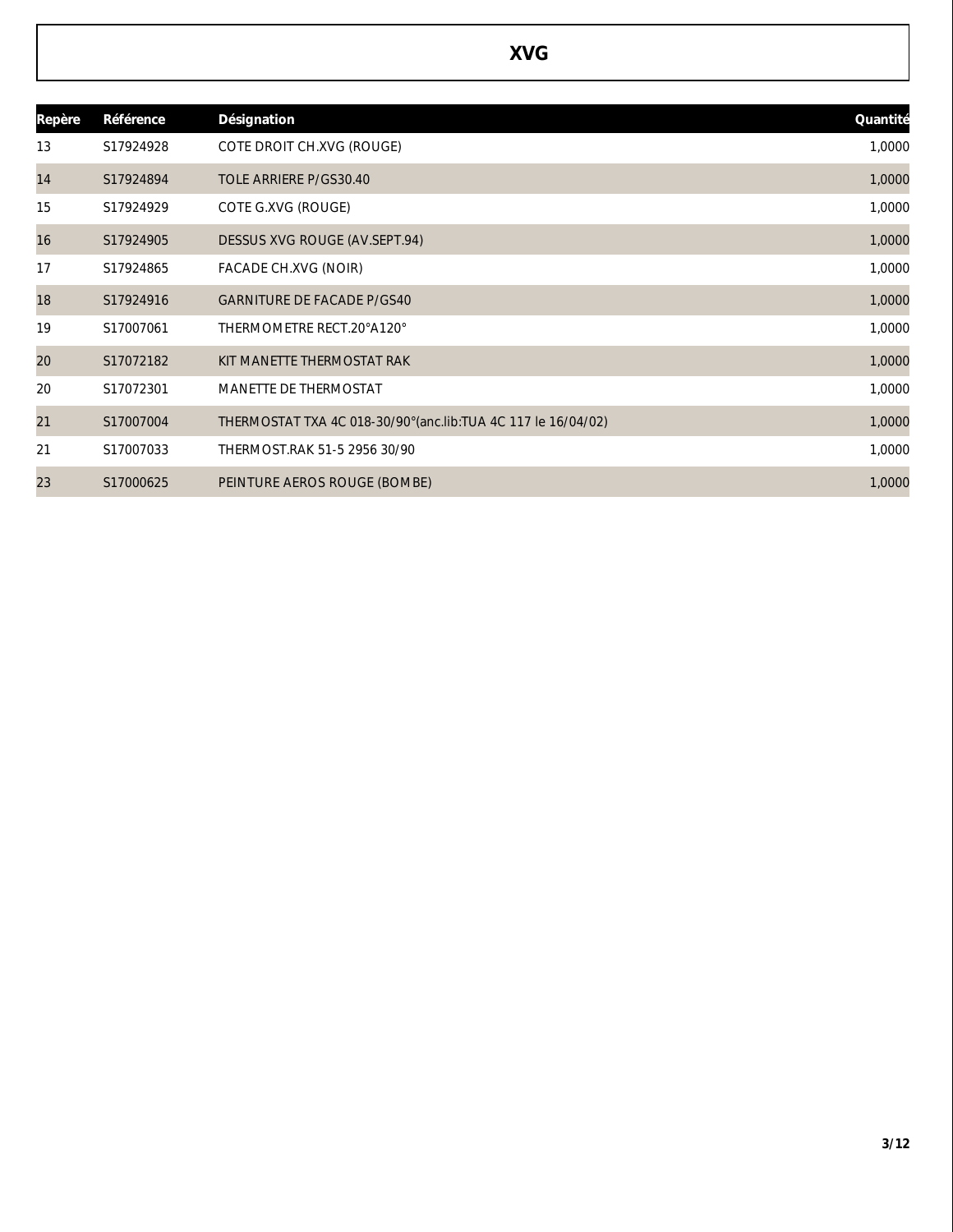# XVG

| Repère | Référence | Désignation | Quantité |
|---|---|---|---|
| 13 | S17924928 | COTE DROIT CH.XVG (ROUGE) | 1,0000 |
| 14 | S17924894 | TOLE ARRIERE P/GS30.40 | 1,0000 |
| 15 | S17924929 | COTE G.XVG (ROUGE) | 1,0000 |
| 16 | S17924905 | DESSUS XVG ROUGE (AV.SEPT.94) | 1,0000 |
| 17 | S17924865 | FACADE CH.XVG (NOIR) | 1,0000 |
| 18 | S17924916 | GARNITURE DE FACADE P/GS40 | 1,0000 |
| 19 | S17007061 | THERMOMETRE RECT.20°A120° | 1,0000 |
| 20 | S17072182 | KIT MANETTE THERMOSTAT RAK | 1,0000 |
| 20 | S17072301 | MANETTE DE THERMOSTAT | 1,0000 |
| 21 | S17007004 | THERMOSTAT TXA 4C 018-30/90°(anc.lib:TUA 4C 117 le 16/04/02) | 1,0000 |
| 21 | S17007033 | THERMOST.RAK 51-5 2956 30/90 | 1,0000 |
| 23 | S17000625 | PEINTURE AEROS ROUGE (BOMBE) | 1,0000 |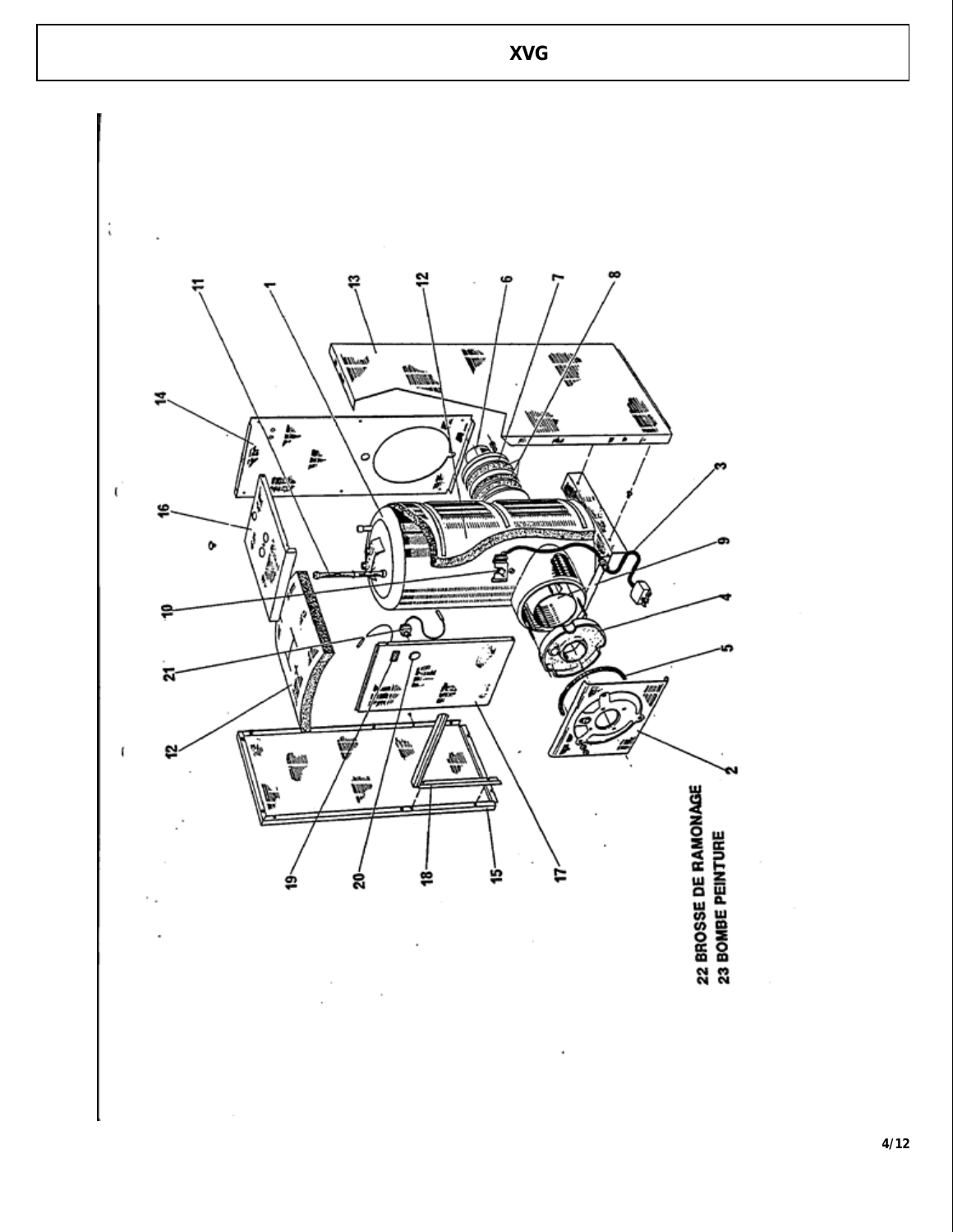22 BROSSE DE RAMONAGE
23 BOMBE PEINTURE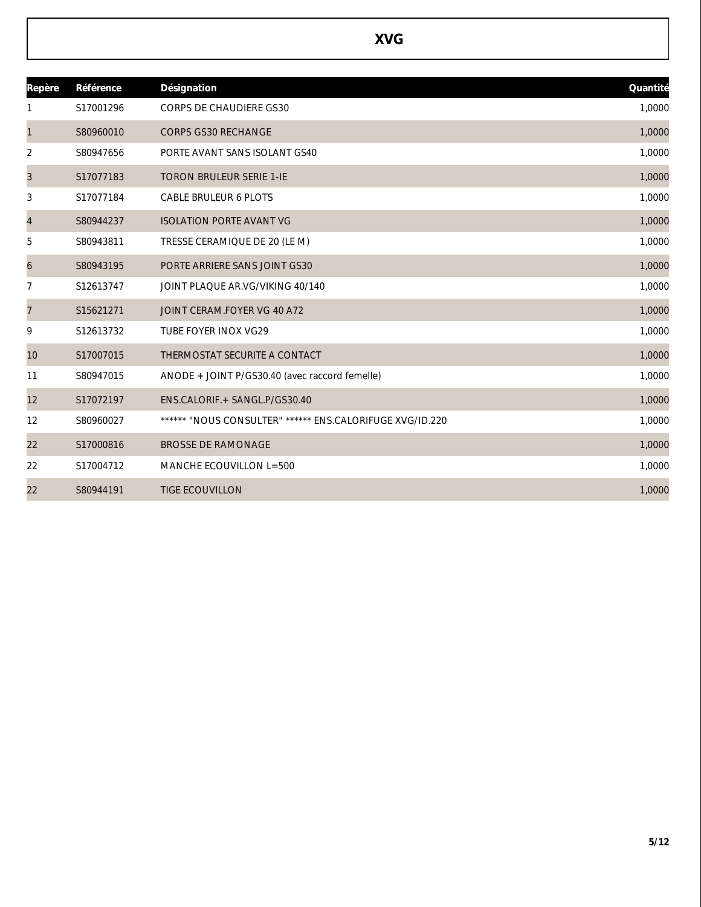# XVG

| Repère | Référence | Désignation | Quantité |
|---|---|---|---|
| 1 | S17001296 | CORPS DE CHAUDIERE GS30 | 1,0000 |
| 1 | S80960010 | CORPS GS30 RECHANGE | 1,0000 |
| 2 | S80947656 | PORTE AVANT SANS ISOLANT GS40 | 1,0000 |
| 3 | S17077183 | TORON BRULEUR SERIE 1-IE | 1,0000 |
| 3 | S17077184 | CABLE BRULEUR 6 PLOTS | 1,0000 |
| 4 | S80944237 | ISOLATION PORTE AVANT VG | 1,0000 |
| 5 | S80943811 | TRESSE CERAMIQUE DE 20 (LE M) | 1,0000 |
| 6 | S80943195 | PORTE ARRIERE SANS JOINT GS30 | 1,0000 |
| 7 | S12613747 | JOINT PLAQUE AR.VG/VIKING 40/140 | 1,0000 |
| 7 | S15621271 | JOINT CERAM.FOYER VG 40 A72 | 1,0000 |
| 9 | S12613732 | TUBE FOYER INOX VG29 | 1,0000 |
| 10 | S17007015 | THERMOSTAT SECURITE A CONTACT | 1,0000 |
| 11 | S80947015 | ANODE + JOINT P/GS30.40 (avec raccord femelle) | 1,0000 |
| 12 | S17072197 | ENS.CALORIF.+ SANGL.P/GS30.40 | 1,0000 |
| 12 | S80960027 | ****** "NOUS CONSULTER" ****** ENS.CALORIFUGE XVG/ID.220 | 1,0000 |
| 22 | S17000816 | BROSSE DE RAMONAGE | 1,0000 |
| 22 | S17004712 | MANCHE ECOUVILLON L=500 | 1,0000 |
| 22 | S80944191 | TIGE ECOUVILLON | 1,0000 |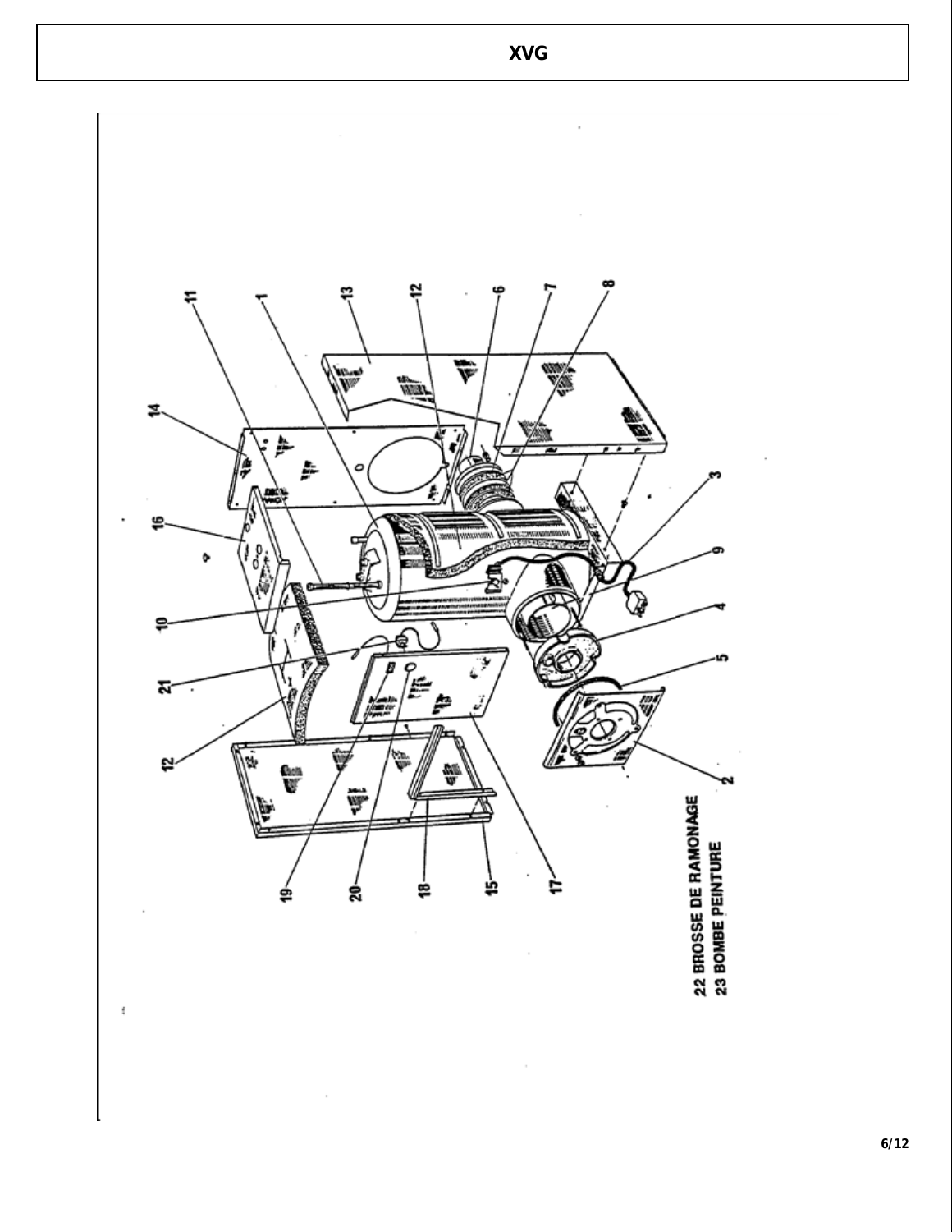22 BROSSE DE RAMONAGE
23 BOMBE PEINTURE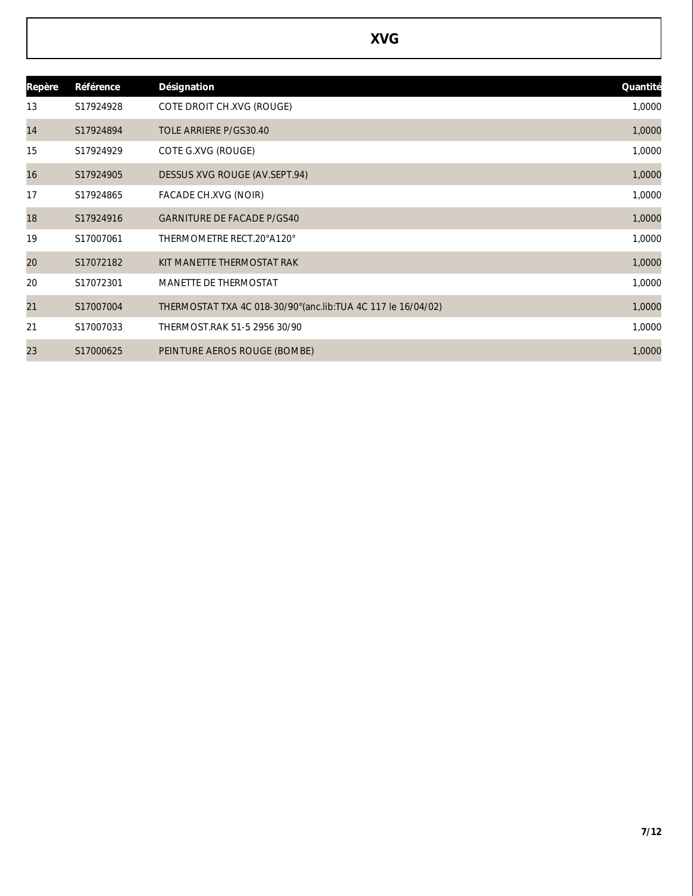# XVG

| Repère | Référence | Désignation | Quantité |
|---|---|---|---|
| 13 | S17924928 | COTE DROIT CH.XVG (ROUGE) | 1,0000 |
| 14 | S17924894 | TOLE ARRIERE P/GS30.40 | 1,0000 |
| 15 | S17924929 | COTE G.XVG (ROUGE) | 1,0000 |
| 16 | S17924905 | DESSUS XVG ROUGE (AV.SEPT.94) | 1,0000 |
| 17 | S17924865 | FACADE CH.XVG (NOIR) | 1,0000 |
| 18 | S17924916 | GARNITURE DE FACADE P/GS40 | 1,0000 |
| 19 | S17007061 | THERMOMETRE RECT.20°A120° | 1,0000 |
| 20 | S17072182 | KIT MANETTE THERMOSTAT RAK | 1,0000 |
| 20 | S17072301 | MANETTE DE THERMOSTAT | 1,0000 |
| 21 | S17007004 | THERMOSTAT TXA 4C 018-30/90°(anc.lib:TUA 4C 117 le 16/04/02) | 1,0000 |
| 21 | S17007033 | THERMOST.RAK 51-5 2956 30/90 | 1,0000 |
| 23 | S17000625 | PEINTURE AEROS ROUGE (BOMBE) | 1,0000 |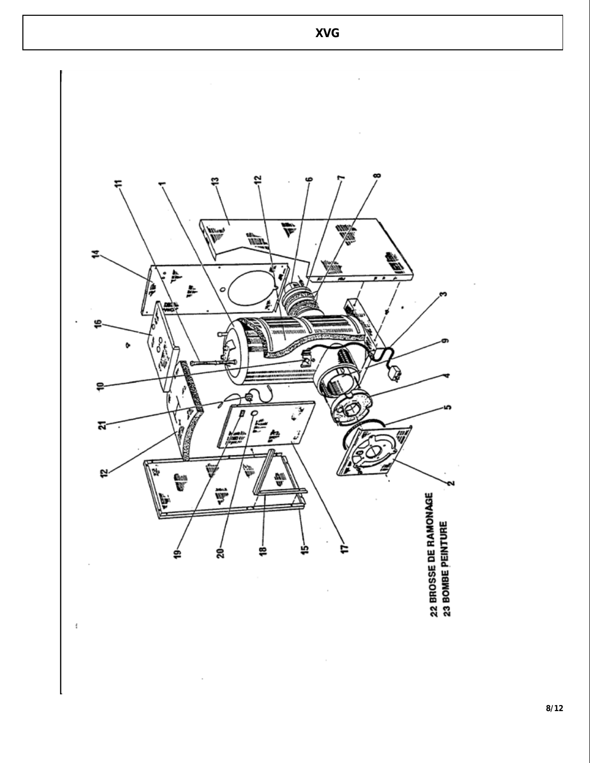22 BROSSE DE RAMONAGE
23 BOMBE PEINTURE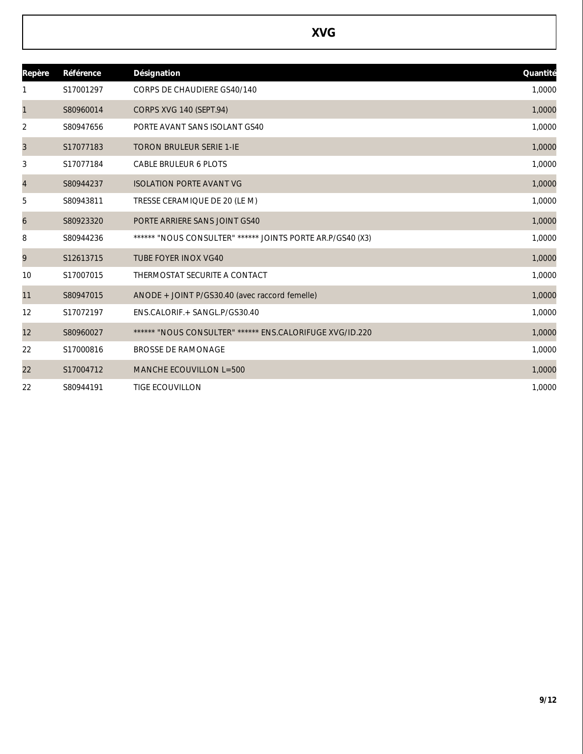# XVG

| Repère | Référence | Désignation | Quantité |
|---|---|---|---|
| 1 | S17001297 | CORPS DE CHAUDIERE GS40/140 | 1,0000 |
| 1 | S80960014 | CORPS XVG 140 (SEPT.94) | 1,0000 |
| 2 | S80947656 | PORTE AVANT SANS ISOLANT GS40 | 1,0000 |
| 3 | S17077183 | TORON BRULEUR SERIE 1-IE | 1,0000 |
| 3 | S17077184 | CABLE BRULEUR 6 PLOTS | 1,0000 |
| 4 | S80944237 | ISOLATION PORTE AVANT VG | 1,0000 |
| 5 | S80943811 | TRESSE CERAMIQUE DE 20 (LE M) | 1,0000 |
| 6 | S80923320 | PORTE ARRIERE SANS JOINT GS40 | 1,0000 |
| 8 | S80944236 | ****** "NOUS CONSULTER" ****** JOINTS PORTE AR.P/GS40 (X3) | 1,0000 |
| 9 | S12613715 | TUBE FOYER INOX VG40 | 1,0000 |
| 10 | S17007015 | THERMOSTAT SECURITE A CONTACT | 1,0000 |
| 11 | S80947015 | ANODE + JOINT P/GS30.40 (avec raccord femelle) | 1,0000 |
| 12 | S17072197 | ENS.CALORIF.+ SANGL.P/GS30.40 | 1,0000 |
| 12 | S80960027 | ****** "NOUS CONSULTER" ****** ENS.CALORIFUGE XVG/ID.220 | 1,0000 |
| 22 | S17000816 | BROSSE DE RAMONAGE | 1,0000 |
| 22 | S17004712 | MANCHE ECOUVILLON L=500 | 1,0000 |
| 22 | S80944191 | TIGE ECOUVILLON | 1,0000 |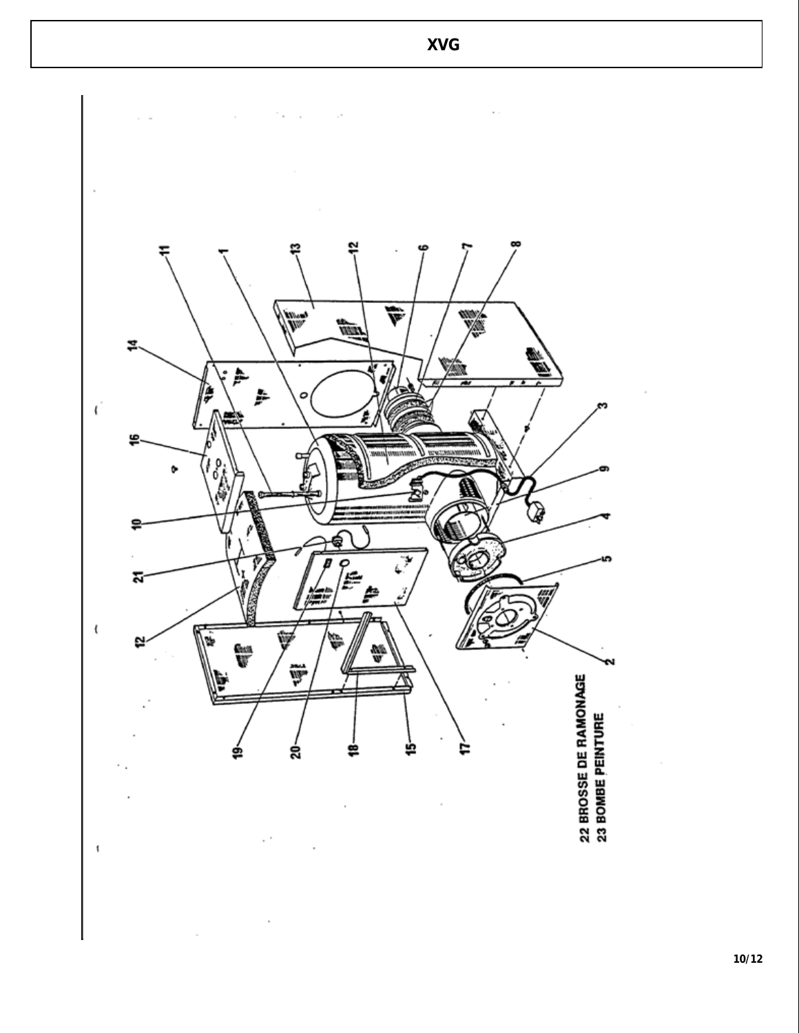22 BROSSE DE RAMONAGE
23 BOMBE PEINTURE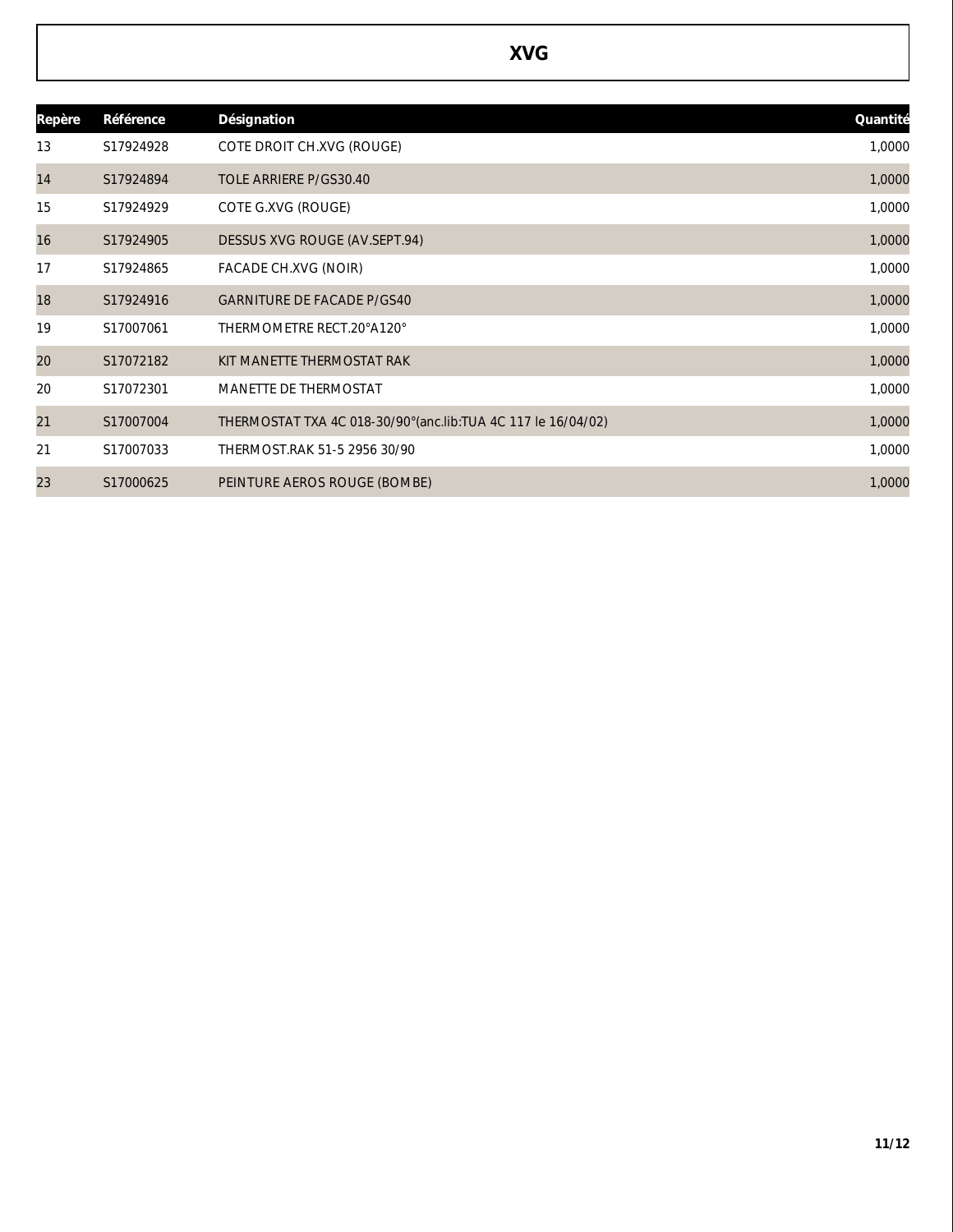## XVG

| Repère | Référence | Désignation | Quantité |
|---|---|---|---|
| 13 | S17924928 | COTE DROIT CH.XVG (ROUGE) | 1,0000 |
| 14 | S17924894 | TOLE ARRIERE P/GS30.40 | 1,0000 |
| 15 | S17924929 | COTE G.XVG (ROUGE) | 1,0000 |
| 16 | S17924905 | DESSUS XVG ROUGE (AV.SEPT.94) | 1,0000 |
| 17 | S17924865 | FACADE CH.XVG (NOIR) | 1,0000 |
| 18 | S17924916 | GARNITURE DE FACADE P/GS40 | 1,0000 |
| 19 | S17007061 | THERMOMETRE RECT.20°A120° | 1,0000 |
| 20 | S17072182 | KIT MANETTE THERMOSTAT RAK | 1,0000 |
| 20 | S17072301 | MANETTE DE THERMOSTAT | 1,0000 |
| 21 | S17007004 | THERMOSTAT TXA 4C 018-30/90°(anc.lib:TUA 4C 117 le 16/04/02) | 1,0000 |
| 21 | S17007033 | THERMOST.RAK 51-5 2956 30/90 | 1,0000 |
| 23 | S17000625 | PEINTURE AEROS ROUGE (BOMBE) | 1,0000 |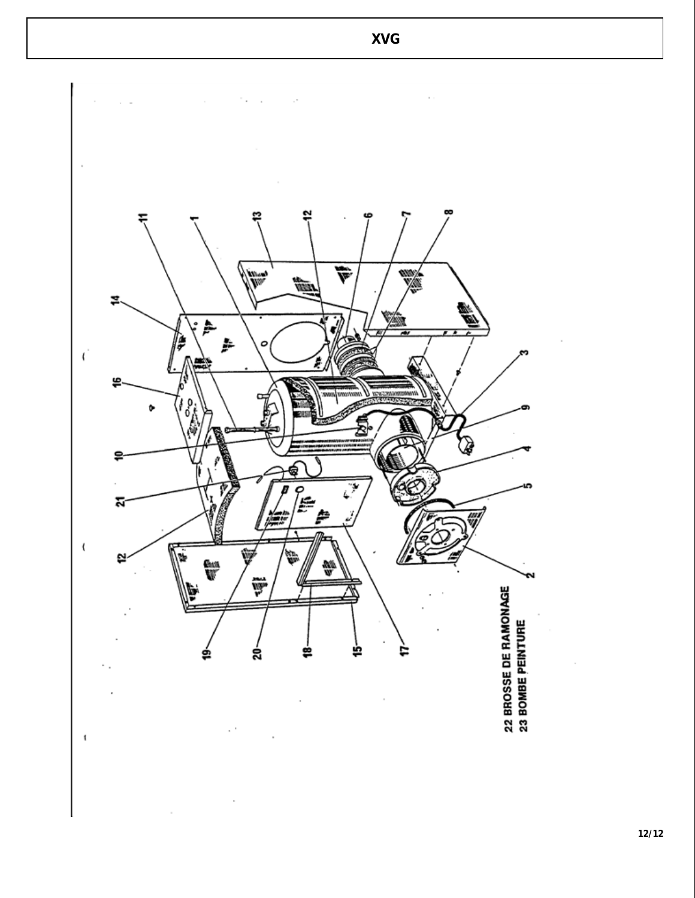22 BROSSE DE RAMONAGE
23 BOMBE PEINTURE